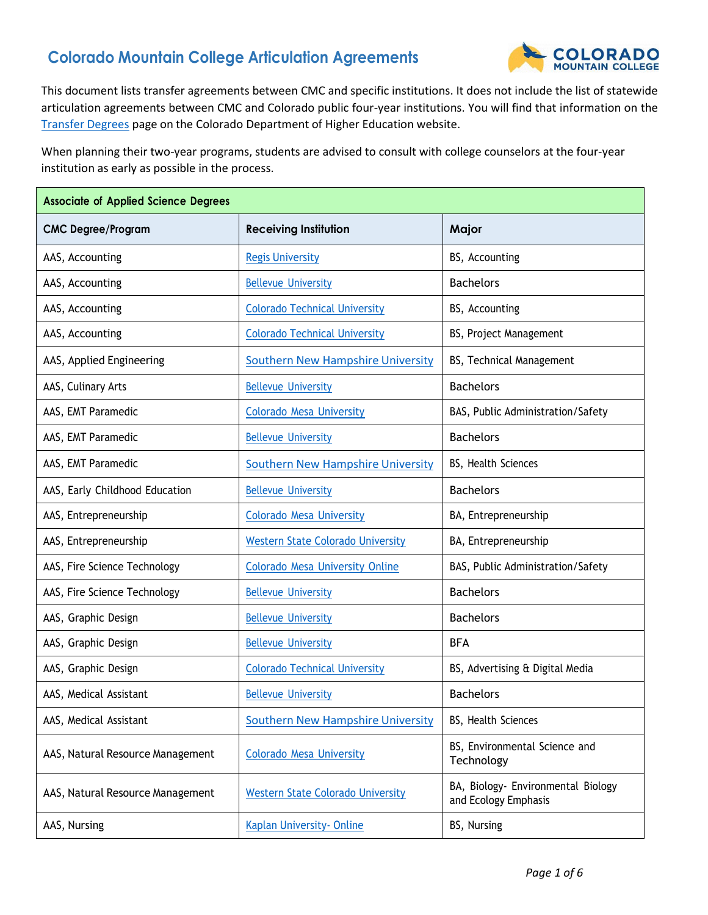# Colorado Mountain College Articulation Agreements

This document lists transfer agreements between CMC and specific institutions. It does not include the list of statewide articulation agreements between CMC and Colorado public four-year institutions. You will find that information on the Transfer Degrees page on the Colorado Department of Higher Education website.

When planning their two-year programs, students are advised to consult with college counselors at the four-year institution as early as possible in the process.

| Associate of Applied Science Degrees | | |
|---|---|---|
| **CMC Degree/Program** | **Receiving Institution** | **Major** |
| AAS, Accounting | Regis University | BS, Accounting |
| AAS, Accounting | Bellevue University | Bachelors |
| AAS, Accounting | Colorado Technical University | BS, Accounting |
| AAS, Accounting | Colorado Technical University | BS, Project Management |
| AAS, Applied Engineering | Southern New Hampshire University | BS, Technical Management |
| AAS, Culinary Arts | Bellevue University | Bachelors |
| AAS, EMT Paramedic | Colorado Mesa University | BAS, Public Administration/Safety |
| AAS, EMT Paramedic | Bellevue University | Bachelors |
| AAS, EMT Paramedic | Southern New Hampshire University | BS, Health Sciences |
| AAS, Early Childhood Education | Bellevue University | Bachelors |
| AAS, Entrepreneurship | Colorado Mesa University | BA, Entrepreneurship |
| AAS, Entrepreneurship | Western State Colorado University | BA, Entrepreneurship |
| AAS, Fire Science Technology | Colorado Mesa University Online | BAS, Public Administration/Safety |
| AAS, Fire Science Technology | Bellevue University | Bachelors |
| AAS, Graphic Design | Bellevue University | Bachelors |
| AAS, Graphic Design | Bellevue University | BFA |
| AAS, Graphic Design | Colorado Technical University | BS, Advertising & Digital Media |
| AAS, Medical Assistant | Bellevue University | Bachelors |
| AAS, Medical Assistant | Southern New Hampshire University | BS, Health Sciences |
| AAS, Natural Resource Management | Colorado Mesa University | BS, Environmental Science and Technology |
| AAS, Natural Resource Management | Western State Colorado University | BA, Biology- Environmental Biology and Ecology Emphasis |
| AAS, Nursing | Kaplan University- Online | BS, Nursing |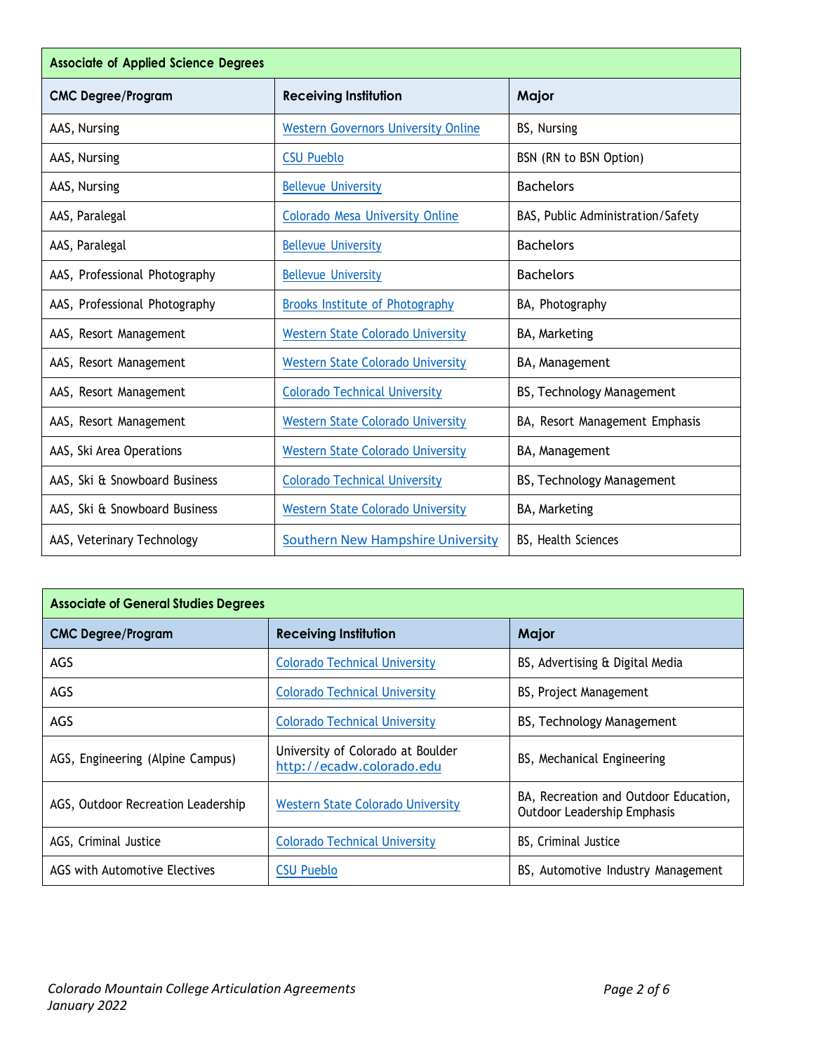| Associate of Applied Science Degrees | | |
|---|---|---|
| **CMC Degree/Program** | **Receiving Institution** | **Major** |
| AAS, Nursing | Western Governors University Online | BS, Nursing |
| AAS, Nursing | CSU Pueblo | BSN (RN to BSN Option) |
| AAS, Nursing | Bellevue University | Bachelors |
| AAS, Paralegal | Colorado Mesa University Online | BAS, Public Administration/Safety |
| AAS, Paralegal | Bellevue University | Bachelors |
| AAS, Professional Photography | Bellevue University | Bachelors |
| AAS, Professional Photography | Brooks Institute of Photography | BA, Photography |
| AAS, Resort Management | Western State Colorado University | BA, Marketing |
| AAS, Resort Management | Western State Colorado University | BA, Management |
| AAS, Resort Management | Colorado Technical University | BS, Technology Management |
| AAS, Resort Management | Western State Colorado University | BA, Resort Management Emphasis |
| AAS, Ski Area Operations | Western State Colorado University | BA, Management |
| AAS, Ski & Snowboard Business | Colorado Technical University | BS, Technology Management |
| AAS, Ski & Snowboard Business | Western State Colorado University | BA, Marketing |
| AAS, Veterinary Technology | Southern New Hampshire University | BS, Health Sciences |

| Associate of General Studies Degrees | | |
|---|---|---|
| **CMC Degree/Program** | **Receiving Institution** | **Major** |
| AGS | Colorado Technical University | BS, Advertising & Digital Media |
| AGS | Colorado Technical University | BS, Project Management |
| AGS | Colorado Technical University | BS, Technology Management |
| AGS, Engineering (Alpine Campus) | University of Colorado at Boulder http://ecadw.colorado.edu | BS, Mechanical Engineering |
| AGS, Outdoor Recreation Leadership | Western State Colorado University | BA, Recreation and Outdoor Education, Outdoor Leadership Emphasis |
| AGS, Criminal Justice | Colorado Technical University | BS, Criminal Justice |
| AGS with Automotive Electives | CSU Pueblo | BS, Automotive Industry Management |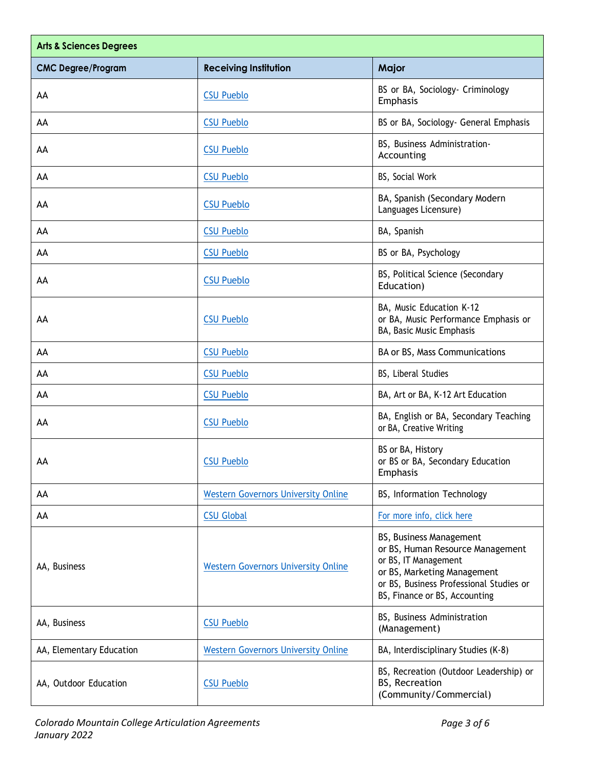| Arts & Sciences Degrees | | |
|---|---|---|
| **CMC Degree/Program** | **Receiving Institution** | **Major** |
| AA | CSU Pueblo | BS or BA, Sociology- Criminology Emphasis |
| AA | CSU Pueblo | BS or BA, Sociology- General Emphasis |
| AA | CSU Pueblo | BS, Business Administration- Accounting |
| AA | CSU Pueblo | BS, Social Work |
| AA | CSU Pueblo | BA, Spanish (Secondary Modern Languages Licensure) |
| AA | CSU Pueblo | BA, Spanish |
| AA | CSU Pueblo | BS or BA, Psychology |
| AA | CSU Pueblo | BS, Political Science (Secondary Education) |
| AA | CSU Pueblo | BA, Music Education K-12 or BA, Music Performance Emphasis or BA, Basic Music Emphasis |
| AA | CSU Pueblo | BA or BS, Mass Communications |
| AA | CSU Pueblo | BS, Liberal Studies |
| AA | CSU Pueblo | BA, Art or BA, K-12 Art Education |
| AA | CSU Pueblo | BA, English or BA, Secondary Teaching or BA, Creative Writing |
| AA | CSU Pueblo | BS or BA, History or BS or BA, Secondary Education Emphasis |
| AA | Western Governors University Online | BS, Information Technology |
| AA | CSU Global | For more info, click here |
| AA, Business | Western Governors University Online | BS, Business Management or BS, Human Resource Management or BS, IT Management or BS, Marketing Management or BS, Business Professional Studies or BS, Finance or BS, Accounting |
| AA, Business | CSU Pueblo | BS, Business Administration (Management) |
| AA, Elementary Education | Western Governors University Online | BA, Interdisciplinary Studies (K-8) |
| AA, Outdoor Education | CSU Pueblo | BS, Recreation (Outdoor Leadership) or BS, Recreation (Community/Commercial) |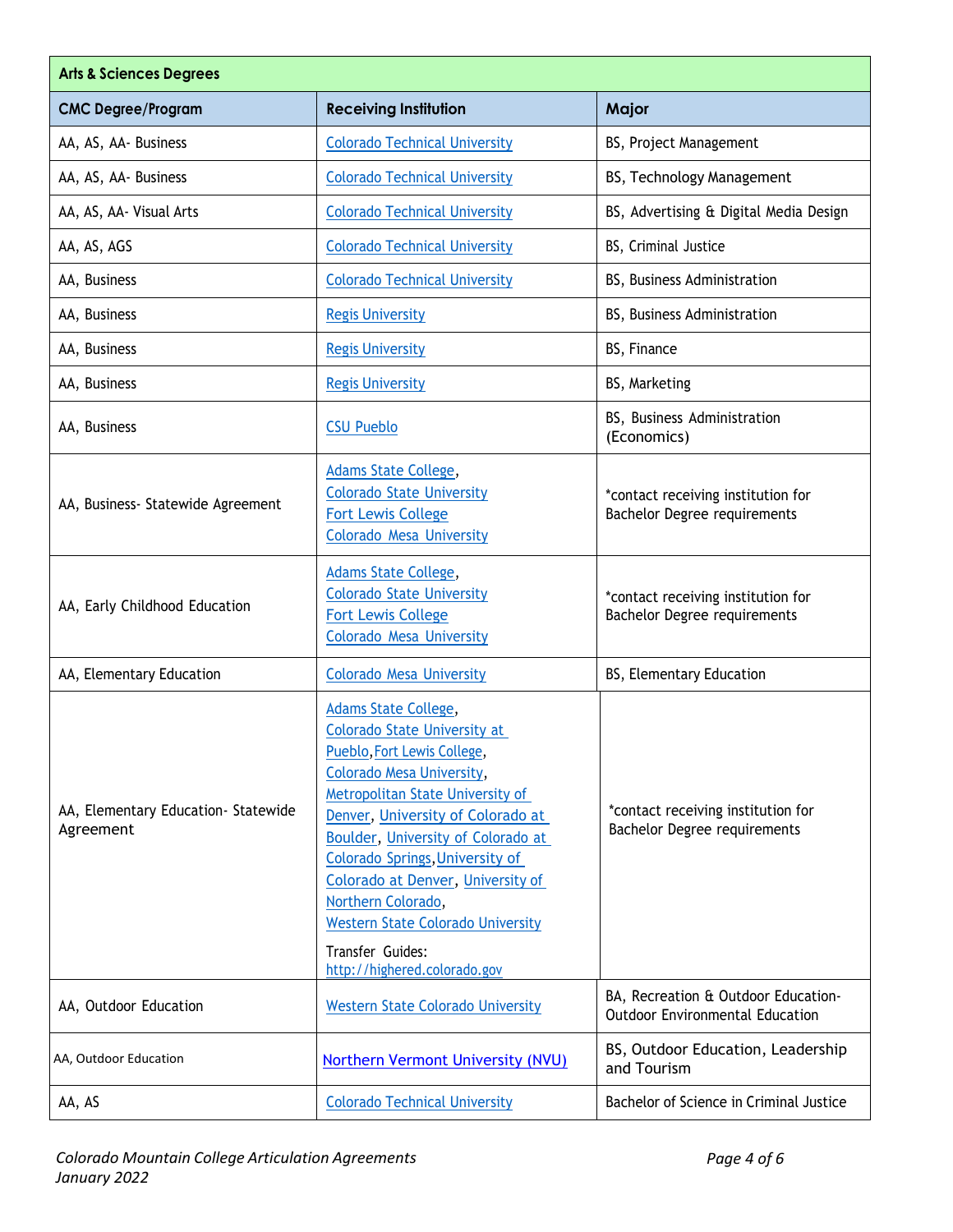| Arts & Sciences Degrees | | |
|---|---|---|
| **CMC Degree/Program** | **Receiving Institution** | **Major** |
| AA, AS, AA- Business | Colorado Technical University | BS, Project Management |
| AA, AS, AA- Business | Colorado Technical University | BS, Technology Management |
| AA, AS, AA- Visual Arts | Colorado Technical University | BS, Advertising & Digital Media Design |
| AA, AS, AGS | Colorado Technical University | BS, Criminal Justice |
| AA, Business | Colorado Technical University | BS, Business Administration |
| AA, Business | Regis University | BS, Business Administration |
| AA, Business | Regis University | BS, Finance |
| AA, Business | Regis University | BS, Marketing |
| AA, Business | CSU Pueblo | BS, Business Administration (Economics) |
| AA, Business- Statewide Agreement | Adams State College, Colorado State University Fort Lewis College Colorado Mesa University | *contact receiving institution for Bachelor Degree requirements |
| AA, Early Childhood Education | Adams State College, Colorado State University Fort Lewis College Colorado Mesa University | *contact receiving institution for Bachelor Degree requirements |
| AA, Elementary Education | Colorado Mesa University | BS, Elementary Education |
| AA, Elementary Education- Statewide Agreement | Adams State College, Colorado State University at Pueblo, Fort Lewis College, Colorado Mesa University, Metropolitan State University of Denver, University of Colorado at Boulder, University of Colorado at Colorado Springs, University of Colorado at Denver, University of Northern Colorado, Western State Colorado University<br>Transfer Guides: http://highered.colorado.gov | *contact receiving institution for Bachelor Degree requirements |
| AA, Outdoor Education | Western State Colorado University | BA, Recreation & Outdoor Education- Outdoor Environmental Education |
| AA, Outdoor Education | Northern Vermont University (NVU) | BS, Outdoor Education, Leadership and Tourism |
| AA, AS | Colorado Technical University | Bachelor of Science in Criminal Justice |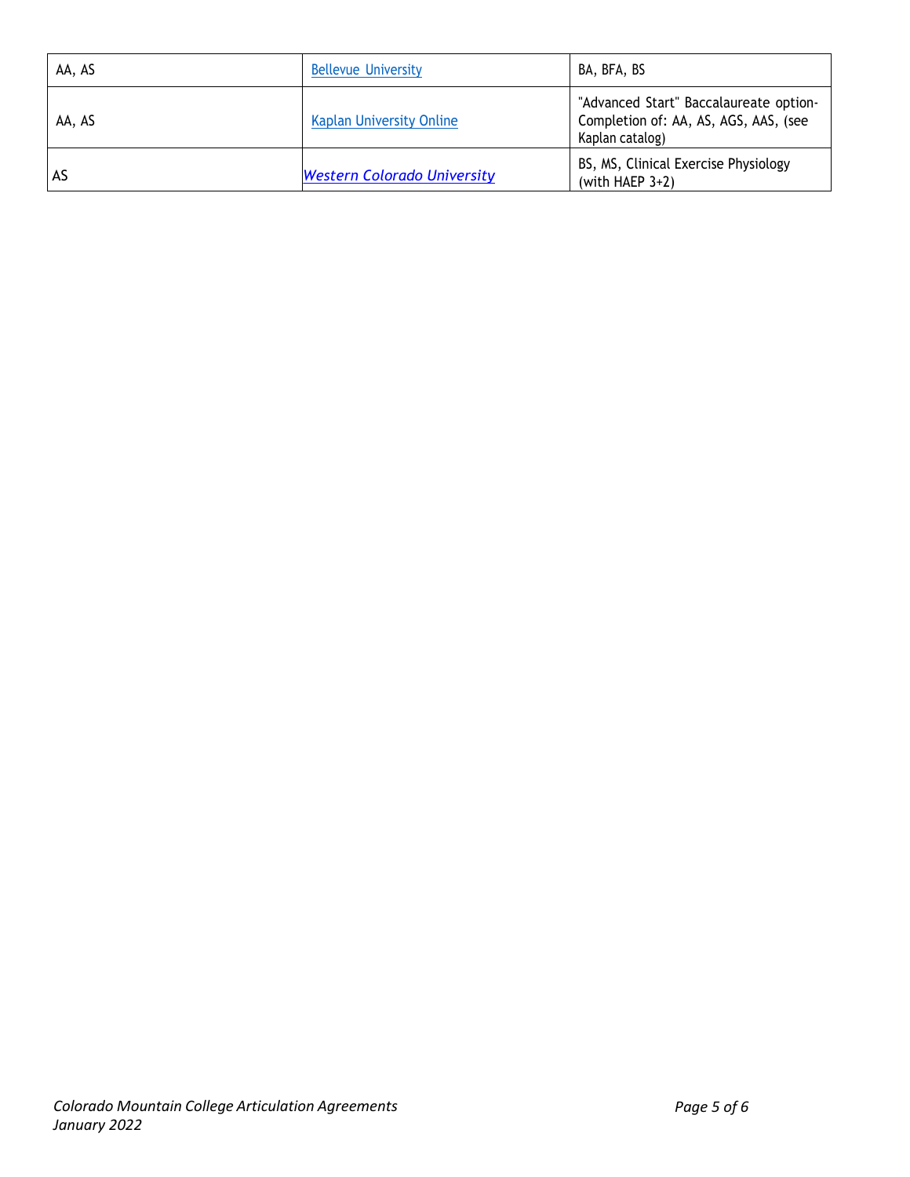| | | |
|---|---|---|
| AA, AS | [Bellevue University]() | BA, BFA, BS |
| AA, AS | [Kaplan University Online]() | "Advanced Start" Baccalaureate option- Completion of: AA, AS, AGS, AAS, (see Kaplan catalog) |
| AS | [*Western Colorado University*]() | BS, MS, Clinical Exercise Physiology (with HAEP 3+2) |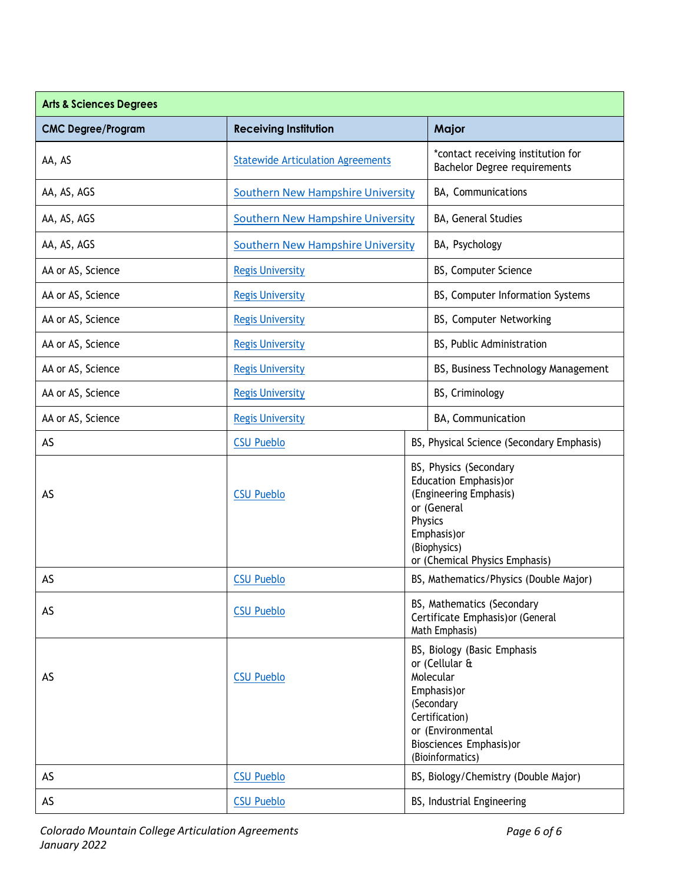| Arts & Sciences Degrees | | |
|---|---|---|
| **CMC Degree/Program** | **Receiving Institution** | **Major** |
| AA, AS | Statewide Articulation Agreements | *contact receiving institution for Bachelor Degree requirements |
| AA, AS, AGS | Southern New Hampshire University | BA, Communications |
| AA, AS, AGS | Southern New Hampshire University | BA, General Studies |
| AA, AS, AGS | Southern New Hampshire University | BA, Psychology |
| AA or AS, Science | Regis University | BS, Computer Science |
| AA or AS, Science | Regis University | BS, Computer Information Systems |
| AA or AS, Science | Regis University | BS, Computer Networking |
| AA or AS, Science | Regis University | BS, Public Administration |
| AA or AS, Science | Regis University | BS, Business Technology Management |
| AA or AS, Science | Regis University | BS, Criminology |
| AA or AS, Science | Regis University | BA, Communication |
| AS | CSU Pueblo | BS, Physical Science (Secondary Emphasis) |
| AS | CSU Pueblo | BS, Physics (Secondary Education Emphasis)or (Engineering Emphasis) or (General Physics Emphasis)or (Biophysics) or (Chemical Physics Emphasis) |
| AS | CSU Pueblo | BS, Mathematics/Physics (Double Major) |
| AS | CSU Pueblo | BS, Mathematics (Secondary Certificate Emphasis)or (General Math Emphasis) |
| AS | CSU Pueblo | BS, Biology (Basic Emphasis or (Cellular & Molecular Emphasis)or (Secondary Certification) or (Environmental Biosciences Emphasis)or (Bioinformatics) |
| AS | CSU Pueblo | BS, Biology/Chemistry (Double Major) |
| AS | CSU Pueblo | BS, Industrial Engineering |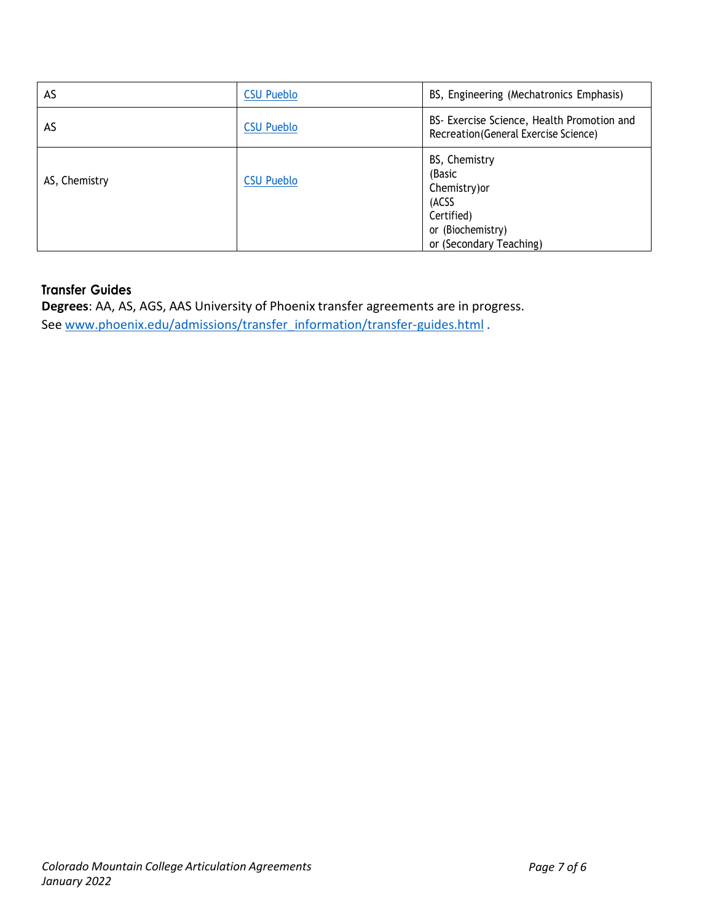| | | |
|---|---|---|
| AS | CSU Pueblo | BS, Engineering (Mechatronics Emphasis) |
| AS | CSU Pueblo | BS- Exercise Science, Health Promotion and Recreation(General Exercise Science) |
| AS, Chemistry | CSU Pueblo | BS, Chemistry (Basic Chemistry)or (ACSS Certified) or (Biochemistry) or (Secondary Teaching) |

### Transfer Guides

**Degrees**: AA, AS, AGS, AAS University of Phoenix transfer agreements are in progress. See www.phoenix.edu/admissions/transfer_information/transfer-guides.html .